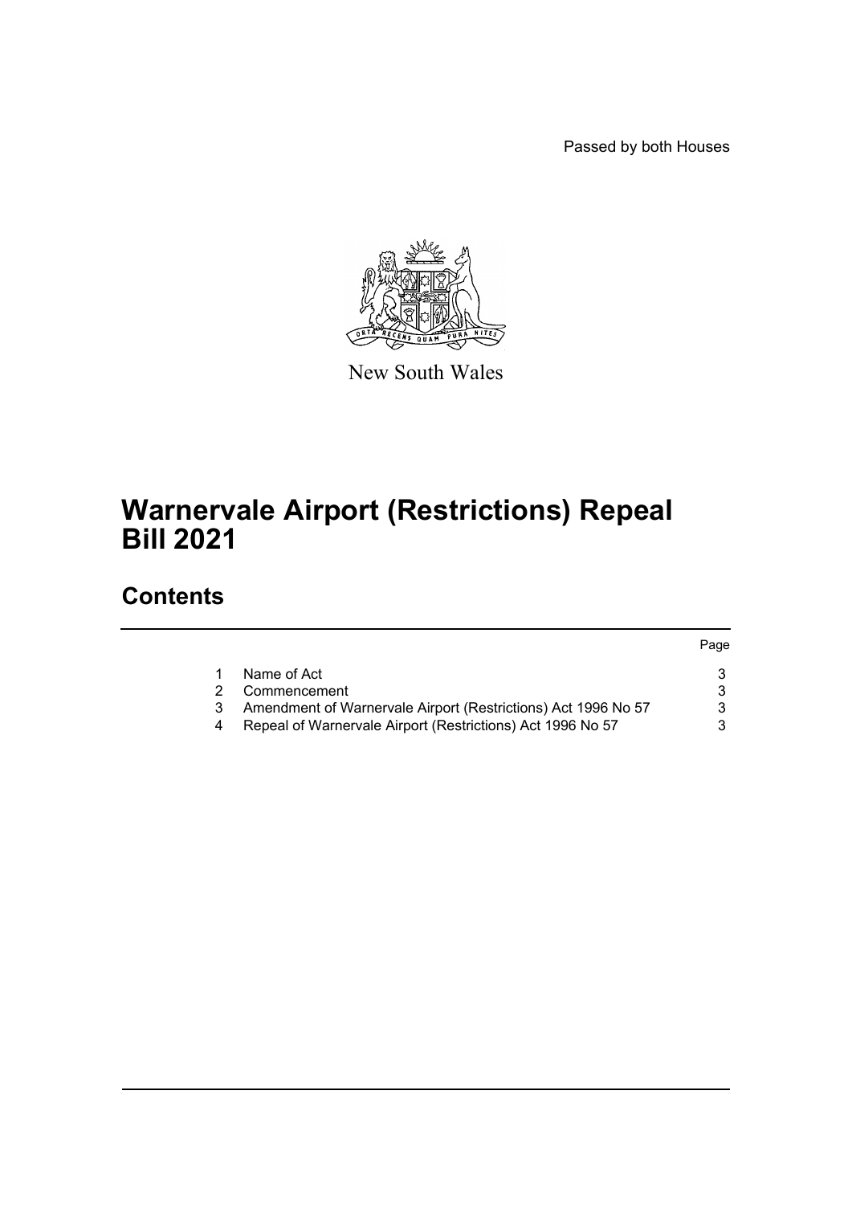Passed by both Houses

New South Wales

# Warnervale Airport (Restrictions) Repeal Bill 2021

## Contents

| | | Page |
|---|---|---|
| 1 | Name of Act | 3 |
| 2 | Commencement | 3 |
| 3 | Amendment of Warnervale Airport (Restrictions) Act 1996 No 57 | 3 |
| 4 | Repeal of Warnervale Airport (Restrictions) Act 1996 No 57 | 3 |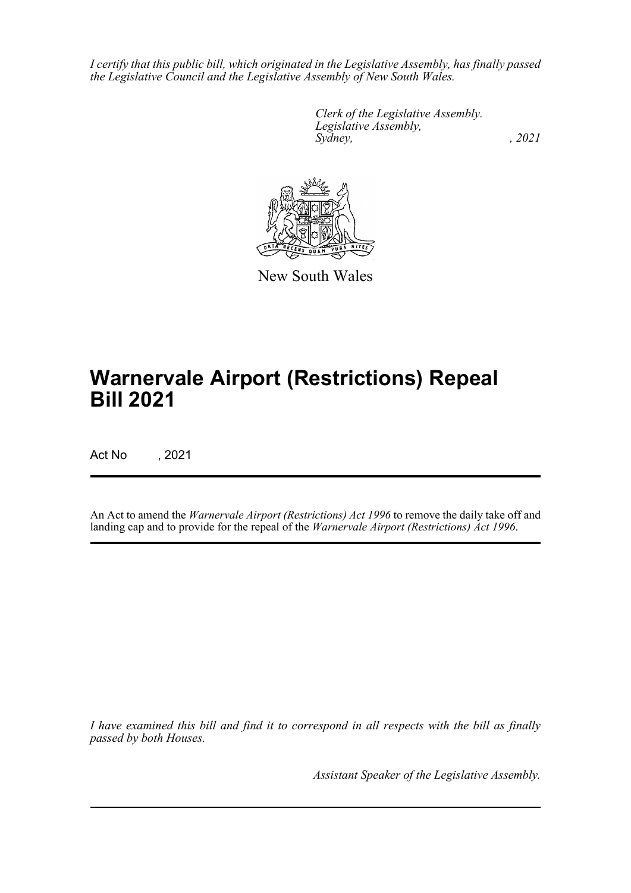*I certify that this public bill, which originated in the Legislative Assembly, has finally passed the Legislative Council and the Legislative Assembly of New South Wales.*

*Clerk of the Legislative Assembly.*
*Legislative Assembly,*
*Sydney, , 2021*

New South Wales

# Warnervale Airport (Restrictions) Repeal Bill 2021

Act No , 2021

An Act to amend the *Warnervale Airport (Restrictions) Act 1996* to remove the daily take off and landing cap and to provide for the repeal of the *Warnervale Airport (Restrictions) Act 1996*.

*I have examined this bill and find it to correspond in all respects with the bill as finally passed by both Houses.*

*Assistant Speaker of the Legislative Assembly.*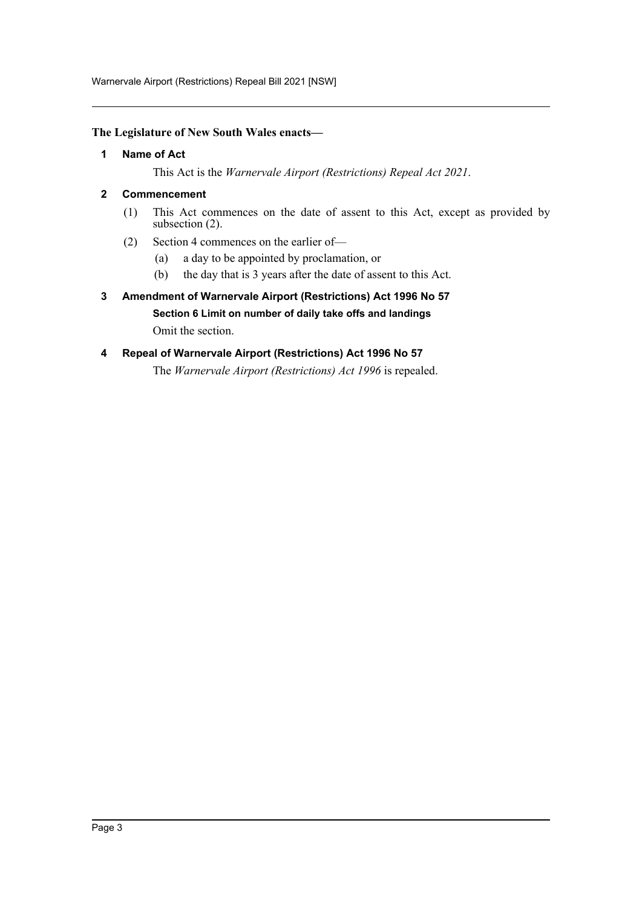**The Legislature of New South Wales enacts—**

## 1 Name of Act

This Act is the *Warnervale Airport (Restrictions) Repeal Act 2021*.

## 2 Commencement

(1) This Act commences on the date of assent to this Act, except as provided by subsection (2).

(2) Section 4 commences on the earlier of—

- (a) a day to be appointed by proclamation, or
- (b) the day that is 3 years after the date of assent to this Act.

## 3 Amendment of Warnervale Airport (Restrictions) Act 1996 No 57

### Section 6 Limit on number of daily take offs and landings

Omit the section.

## 4 Repeal of Warnervale Airport (Restrictions) Act 1996 No 57

The *Warnervale Airport (Restrictions) Act 1996* is repealed.